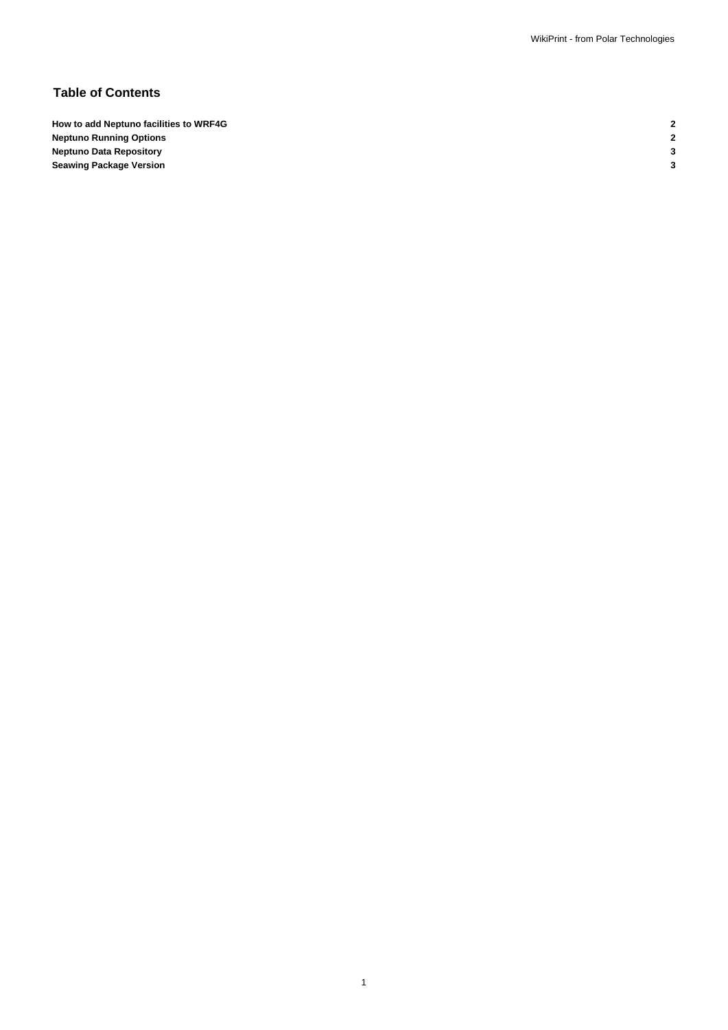## Table of Contents

| | |
|---|---|
| **How to add Neptuno facilities to WRF4G** | **2** |
| **Neptuno Running Options** | **2** |
| **Neptuno Data Repository** | **3** |
| **Seawing Package Version** | **3** |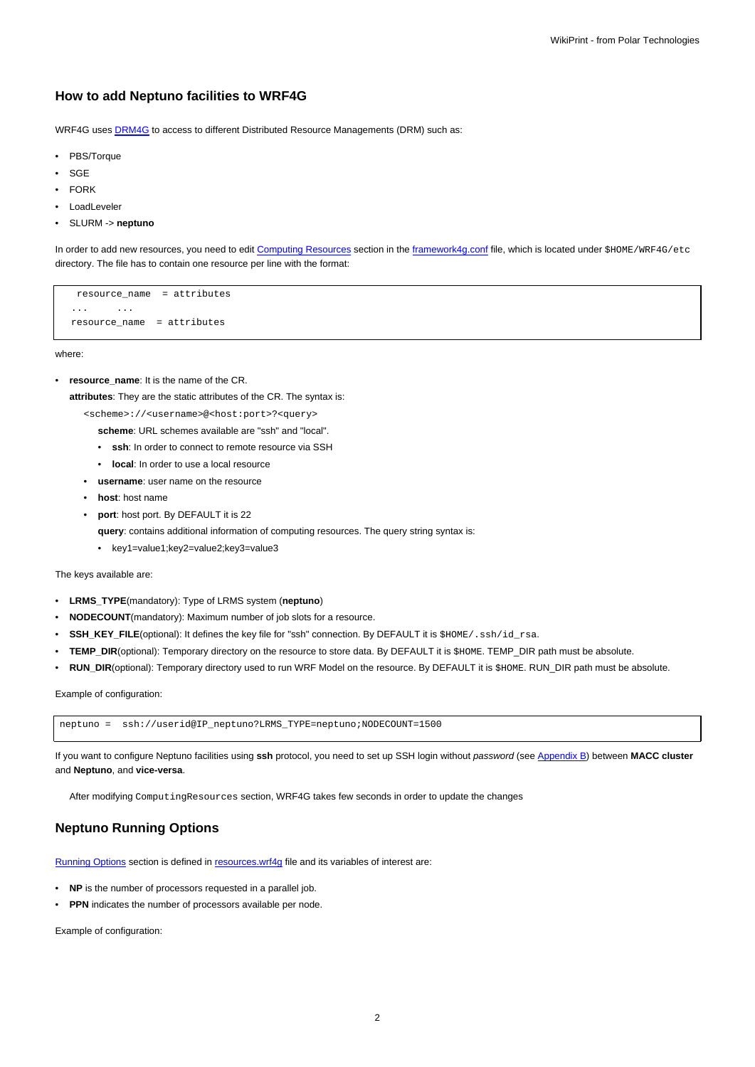### How to add Neptuno facilities to WRF4G

WRF4G uses DRM4G to access to different Distributed Resource Managements (DRM) such as:

- PBS/Torque
- SGE
- FORK
- LoadLeveler
- SLURM -> **neptuno**

In order to add new resources, you need to edit Computing Resources section in the framework4g.conf file, which is located under `$HOME/WRF4G/etc` directory. The file has to contain one resource per line with the format:

```
 resource_name  = attributes
...     ...
resource_name  = attributes
```

where:

- **resource_name**: It is the name of the CR.
  
  **attributes**: They are the static attributes of the CR. The syntax is:
  
  `<scheme>://<username>@<host:port>?<query>`
  
  **scheme**: URL schemes available are "ssh" and "local".
    - **ssh**: In order to connect to remote resource via SSH
    - **local**: In order to use a local resource
  - **username**: user name on the resource
  - **host**: host name
  - **port**: host port. By DEFAULT it is 22
  
  **query**: contains additional information of computing resources. The query string syntax is:
    - key1=value1;key2=value2;key3=value3

The keys available are:

- **LRMS_TYPE**(mandatory): Type of LRMS system (**neptuno**)
- **NODECOUNT**(mandatory): Maximum number of job slots for a resource.
- **SSH_KEY_FILE**(optional): It defines the key file for "ssh" connection. By DEFAULT it is `$HOME/.ssh/id_rsa`.
- **TEMP_DIR**(optional): Temporary directory on the resource to store data. By DEFAULT it is `$HOME`. TEMP_DIR path must be absolute.
- **RUN_DIR**(optional): Temporary directory used to run WRF Model on the resource. By DEFAULT it is `$HOME`. RUN_DIR path must be absolute.

Example of configuration:

```
neptuno =  ssh://userid@IP_neptuno?LRMS_TYPE=neptuno;NODECOUNT=1500
```

If you want to configure Neptuno facilities using **ssh** protocol, you need to set up SSH login without *password* (see Appendix B) between **MACC cluster** and **Neptuno**, and **vice-versa**.

After modifying `ComputingResources` section, WRF4G takes few seconds in order to update the changes

### Neptuno Running Options

Running Options section is defined in resources.wrf4g file and its variables of interest are:

- **NP** is the number of processors requested in a parallel job.
- **PPN** indicates the number of processors available per node.

Example of configuration: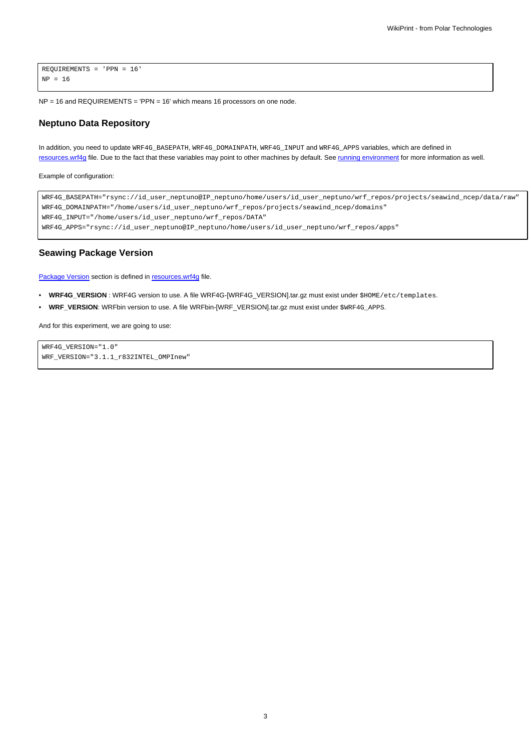```
REQUIREMENTS = 'PPN = 16'
NP = 16
```

NP = 16 and REQUIREMENTS = 'PPN = 16' which means 16 processors on one node.

### Neptuno Data Repository

In addition, you need to update `WRF4G_BASEPATH`, `WRF4G_DOMAINPATH`, `WRF4G_INPUT` and `WRF4G_APPS` variables, which are defined in resources.wrf4g file. Due to the fact that these variables may point to other machines by default. See running environment for more information as well.

Example of configuration:

```
WRF4G_BASEPATH="rsync://id_user_neptuno@IP_neptuno/home/users/id_user_neptuno/wrf_repos/projects/seawind_ncep/data/raw"
WRF4G_DOMAINPATH="/home/users/id_user_neptuno/wrf_repos/projects/seawind_ncep/domains"
WRF4G_INPUT="/home/users/id_user_neptuno/wrf_repos/DATA"
WRF4G_APPS="rsync://id_user_neptuno@IP_neptuno/home/users/id_user_neptuno/wrf_repos/apps"
```

### Seawing Package Version

Package Version section is defined in resources.wrf4g file.

- **WRF4G_VERSION** : WRF4G version to use. A file WRF4G-[WRF4G_VERSION].tar.gz must exist under `$HOME/etc/templates`.
- **WRF_VERSION**: WRFbin version to use. A file WRFbin-[WRF_VERSION].tar.gz must exist under `$WRF4G_APPS`.

And for this experiment, we are going to use:

```
WRF4G_VERSION="1.0"
WRF_VERSION="3.1.1_r832INTEL_OMPInew"
```